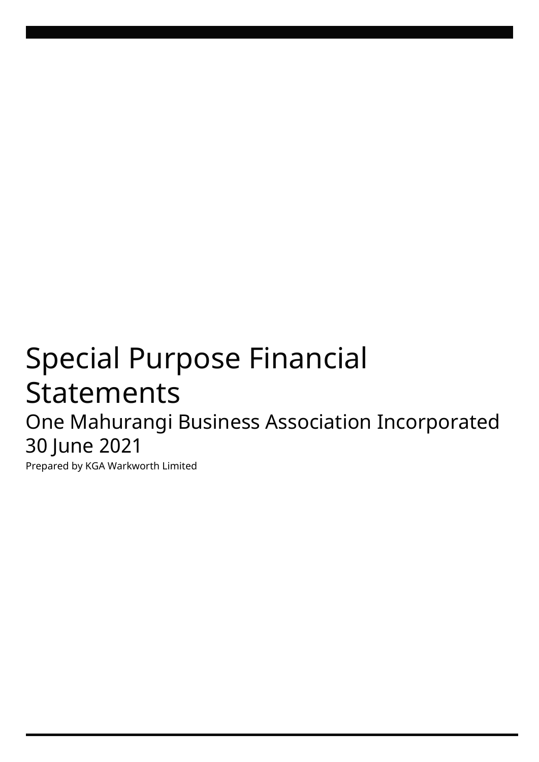# Special Purpose Financial Statements

One Mahurangi Business Association Incorporated
30 June 2021

Prepared by KGA Warkworth Limited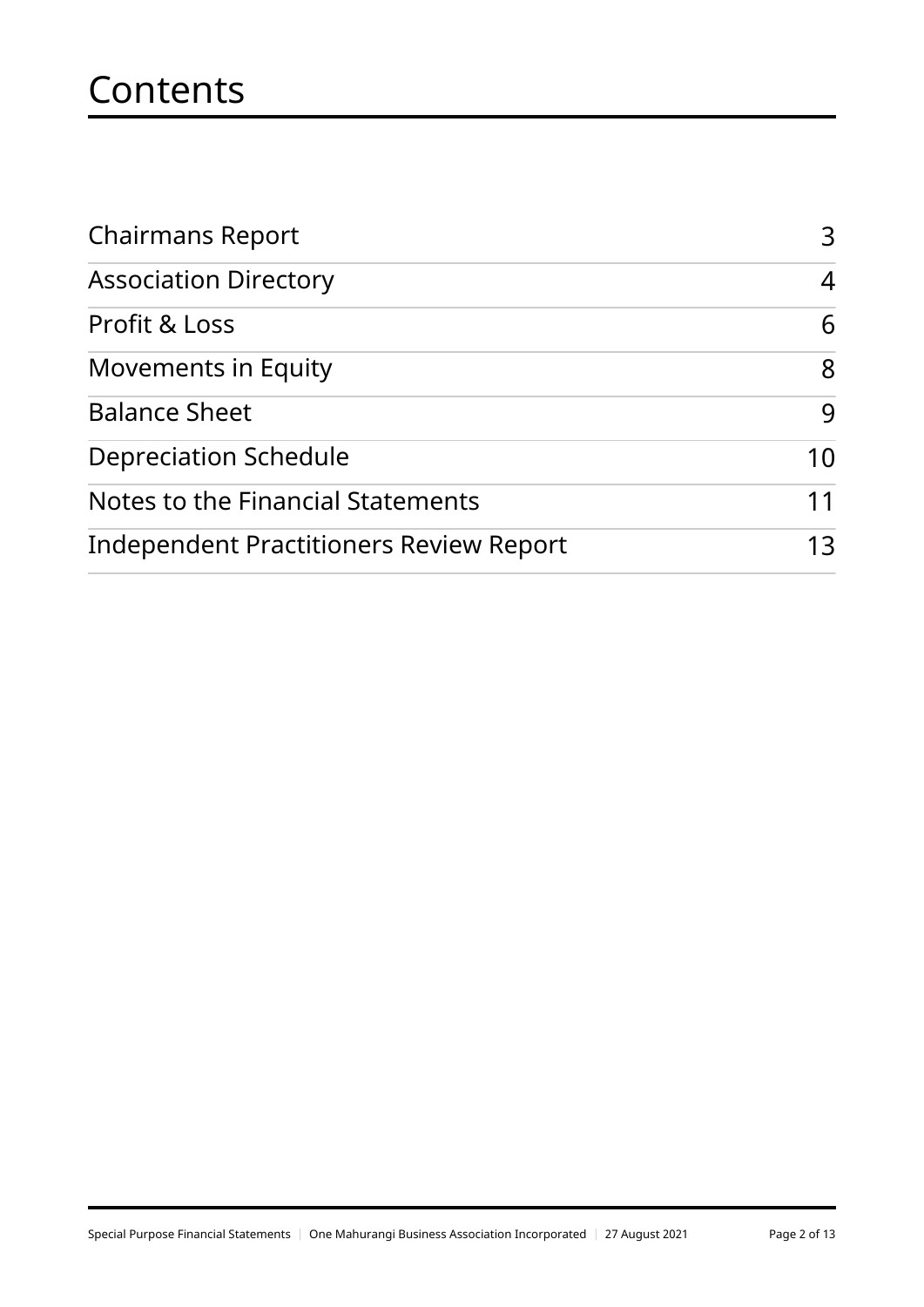# Contents

| | |
|---|---|
| Chairmans Report | 3 |
| Association Directory | 4 |
| Profit & Loss | 6 |
| Movements in Equity | 8 |
| Balance Sheet | 9 |
| Depreciation Schedule | 10 |
| Notes to the Financial Statements | 11 |
| Independent Practitioners Review Report | 13 |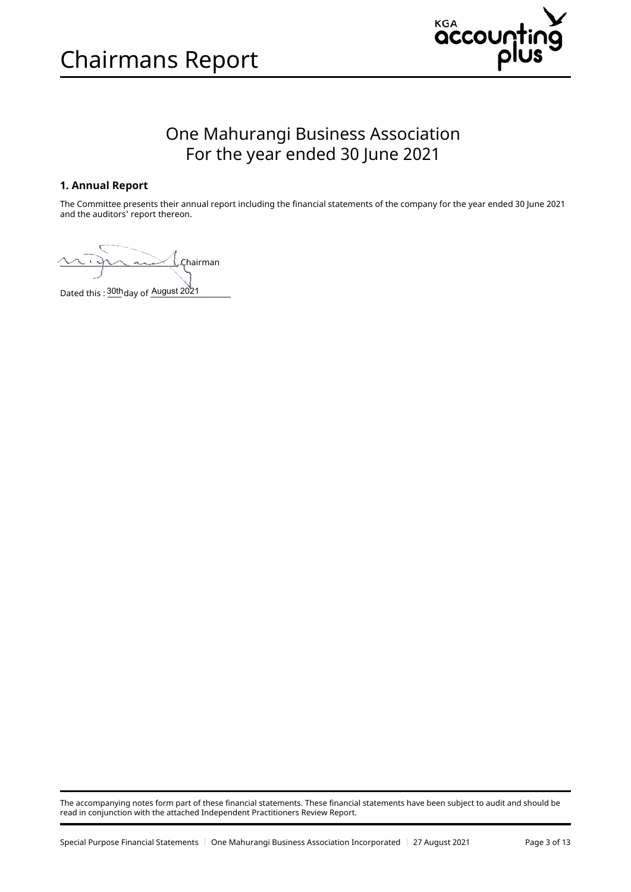# Chairmans Report

## One Mahurangi Business Association
## For the year ended 30 June 2021

### 1. Annual Report

The Committee presents their annual report including the financial statements of the company for the year ended 30 June 2021 and the auditors' report thereon.

\_\_\_\_\_\_\_\_\_\_\_\_\_\_\_\_\_\_\_\_\_\_\_\_ Chairman

Dated this : 30th day of August 2021

The accompanying notes form part of these financial statements. These financial statements have been subject to audit and should be read in conjunction with the attached Independent Practitioners Review Report.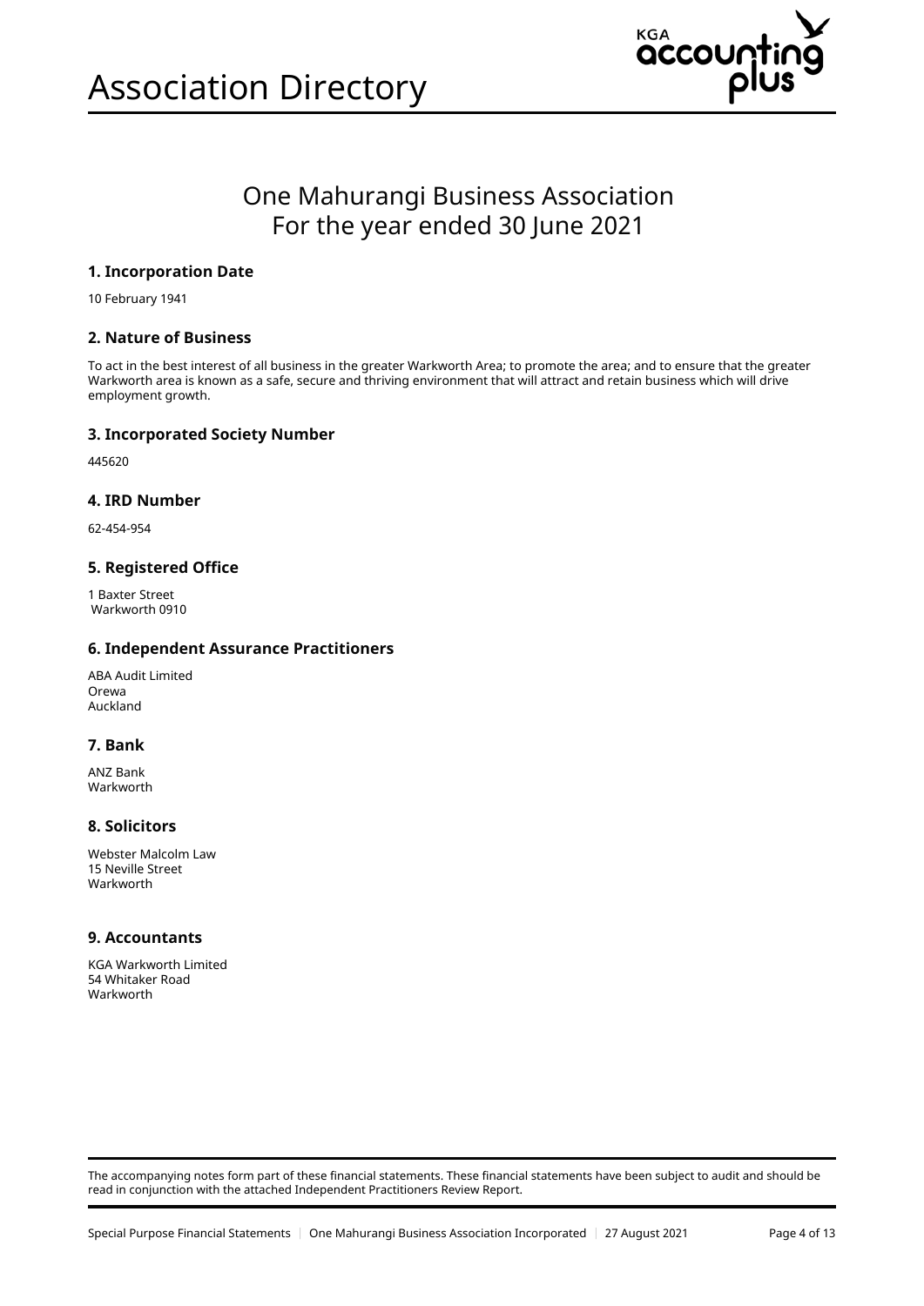# Association Directory

## One Mahurangi Business Association
## For the year ended 30 June 2021

### 1. Incorporation Date

10 February 1941

### 2. Nature of Business

To act in the best interest of all business in the greater Warkworth Area; to promote the area; and to ensure that the greater Warkworth area is known as a safe, secure and thriving environment that will attract and retain business which will drive employment growth.

### 3. Incorporated Society Number

445620

### 4. IRD Number

62-454-954

### 5. Registered Office

1 Baxter Street
Warkworth 0910

### 6. Independent Assurance Practitioners

ABA Audit Limited
Orewa
Auckland

### 7. Bank

ANZ Bank
Warkworth

### 8. Solicitors

Webster Malcolm Law
15 Neville Street
Warkworth

### 9. Accountants

KGA Warkworth Limited
54 Whitaker Road
Warkworth

The accompanying notes form part of these financial statements. These financial statements have been subject to audit and should be read in conjunction with the attached Independent Practitioners Review Report.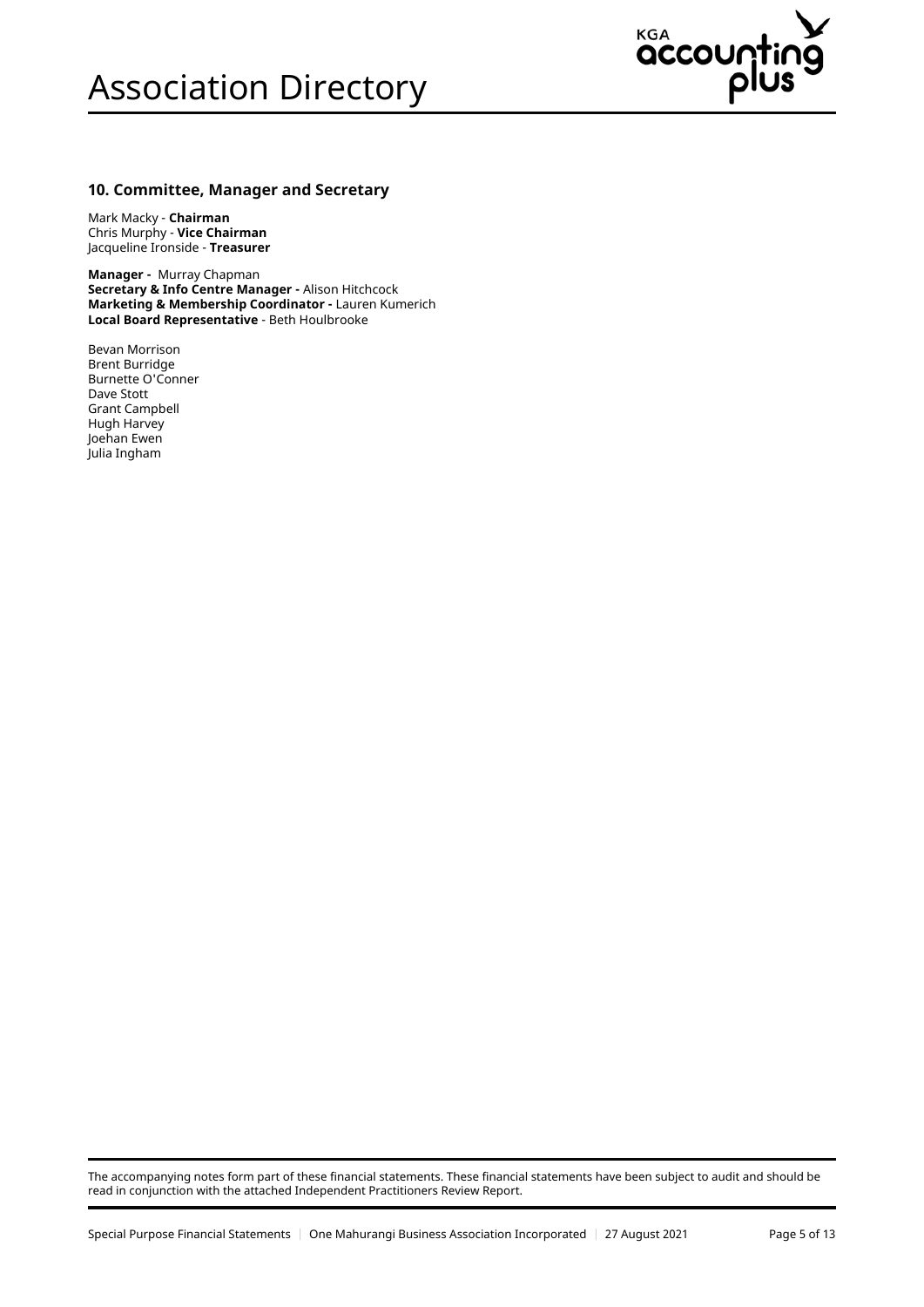# Association Directory

### 10. Committee, Manager and Secretary

Mark Macky - **Chairman**
Chris Murphy - **Vice Chairman**
Jacqueline Ironside - **Treasurer**

**Manager -** Murray Chapman
**Secretary & Info Centre Manager -** Alison Hitchcock
**Marketing & Membership Coordinator -** Lauren Kumerich
**Local Board Representative** - Beth Houlbrooke

Bevan Morrison
Brent Burridge
Burnette O'Conner
Dave Stott
Grant Campbell
Hugh Harvey
Joehan Ewen
Julia Ingham

The accompanying notes form part of these financial statements. These financial statements have been subject to audit and should be read in conjunction with the attached Independent Practitioners Review Report.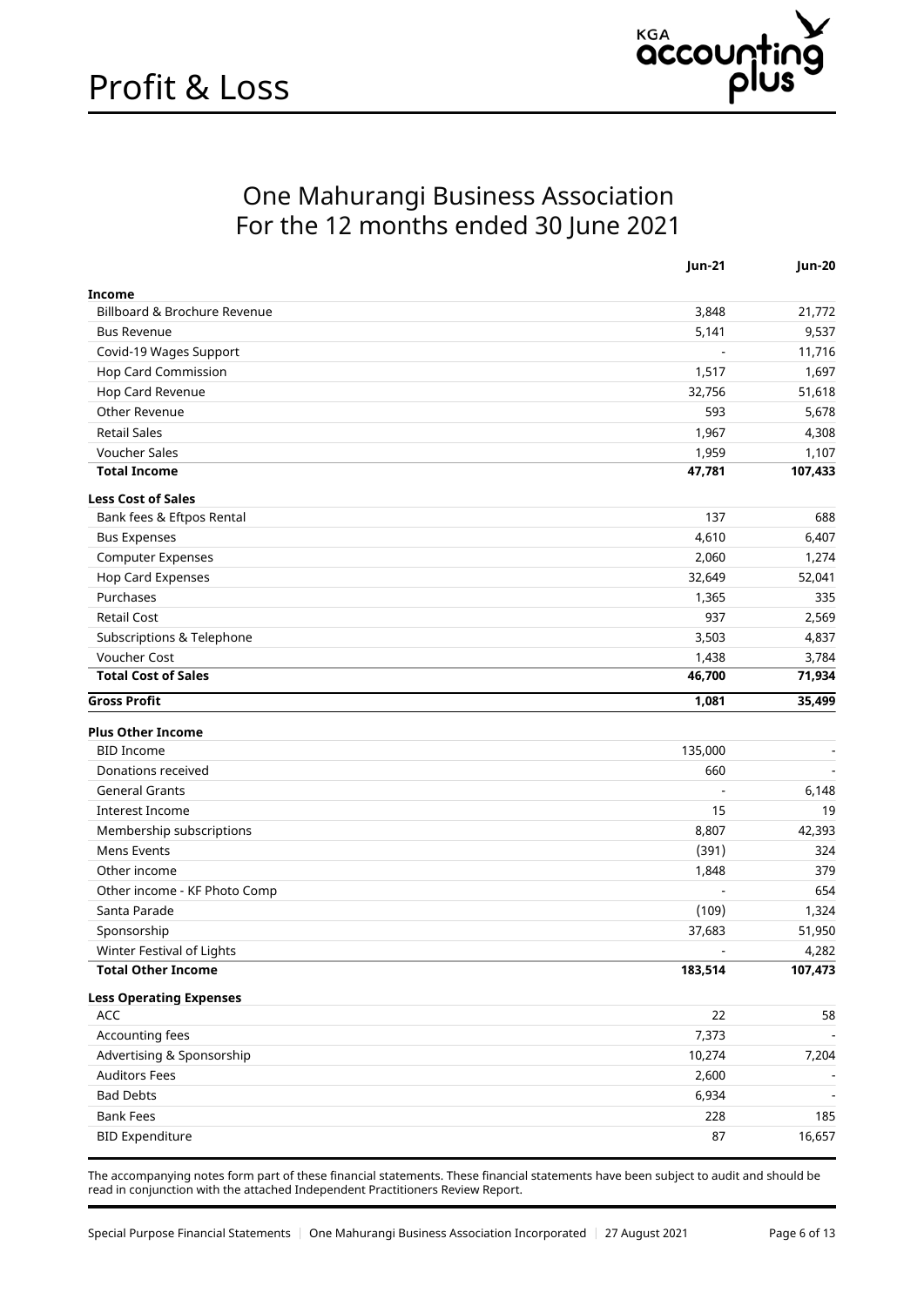# Profit & Loss

## One Mahurangi Business Association
## For the 12 months ended 30 June 2021

| | Jun-21 | Jun-20 |
|---|---|---|
| **Income** | | |
| Billboard & Brochure Revenue | 3,848 | 21,772 |
| Bus Revenue | 5,141 | 9,537 |
| Covid-19 Wages Support | - | 11,716 |
| Hop Card Commission | 1,517 | 1,697 |
| Hop Card Revenue | 32,756 | 51,618 |
| Other Revenue | 593 | 5,678 |
| Retail Sales | 1,967 | 4,308 |
| Voucher Sales | 1,959 | 1,107 |
| **Total Income** | **47,781** | **107,433** |
| **Less Cost of Sales** | | |
| Bank fees & Eftpos Rental | 137 | 688 |
| Bus Expenses | 4,610 | 6,407 |
| Computer Expenses | 2,060 | 1,274 |
| Hop Card Expenses | 32,649 | 52,041 |
| Purchases | 1,365 | 335 |
| Retail Cost | 937 | 2,569 |
| Subscriptions & Telephone | 3,503 | 4,837 |
| Voucher Cost | 1,438 | 3,784 |
| **Total Cost of Sales** | **46,700** | **71,934** |
| **Gross Profit** | **1,081** | **35,499** |
| **Plus Other Income** | | |
| BID Income | 135,000 | - |
| Donations received | 660 | - |
| General Grants | - | 6,148 |
| Interest Income | 15 | 19 |
| Membership subscriptions | 8,807 | 42,393 |
| Mens Events | (391) | 324 |
| Other income | 1,848 | 379 |
| Other income - KF Photo Comp | - | 654 |
| Santa Parade | (109) | 1,324 |
| Sponsorship | 37,683 | 51,950 |
| Winter Festival of Lights | - | 4,282 |
| **Total Other Income** | **183,514** | **107,473** |
| **Less Operating Expenses** | | |
| ACC | 22 | 58 |
| Accounting fees | 7,373 | - |
| Advertising & Sponsorship | 10,274 | 7,204 |
| Auditors Fees | 2,600 | - |
| Bad Debts | 6,934 | - |
| Bank Fees | 228 | 185 |
| BID Expenditure | 87 | 16,657 |

The accompanying notes form part of these financial statements. These financial statements have been subject to audit and should be read in conjunction with the attached Independent Practitioners Review Report.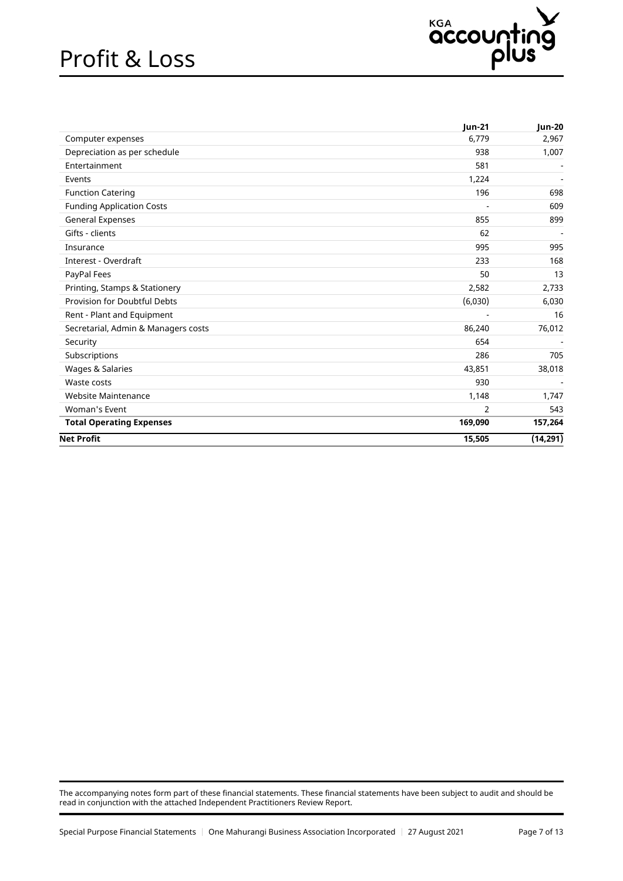# Profit & Loss

| | Jun-21 | Jun-20 |
|---|---|---|
| Computer expenses | 6,779 | 2,967 |
| Depreciation as per schedule | 938 | 1,007 |
| Entertainment | 581 | - |
| Events | 1,224 | - |
| Function Catering | 196 | 698 |
| Funding Application Costs | - | 609 |
| General Expenses | 855 | 899 |
| Gifts - clients | 62 | - |
| Insurance | 995 | 995 |
| Interest - Overdraft | 233 | 168 |
| PayPal Fees | 50 | 13 |
| Printing, Stamps & Stationery | 2,582 | 2,733 |
| Provision for Doubtful Debts | (6,030) | 6,030 |
| Rent - Plant and Equipment | - | 16 |
| Secretarial, Admin & Managers costs | 86,240 | 76,012 |
| Security | 654 | - |
| Subscriptions | 286 | 705 |
| Wages & Salaries | 43,851 | 38,018 |
| Waste costs | 930 | - |
| Website Maintenance | 1,148 | 1,747 |
| Woman's Event | 2 | 543 |
| **Total Operating Expenses** | **169,090** | **157,264** |
| **Net Profit** | **15,505** | **(14,291)** |

The accompanying notes form part of these financial statements. These financial statements have been subject to audit and should be read in conjunction with the attached Independent Practitioners Review Report.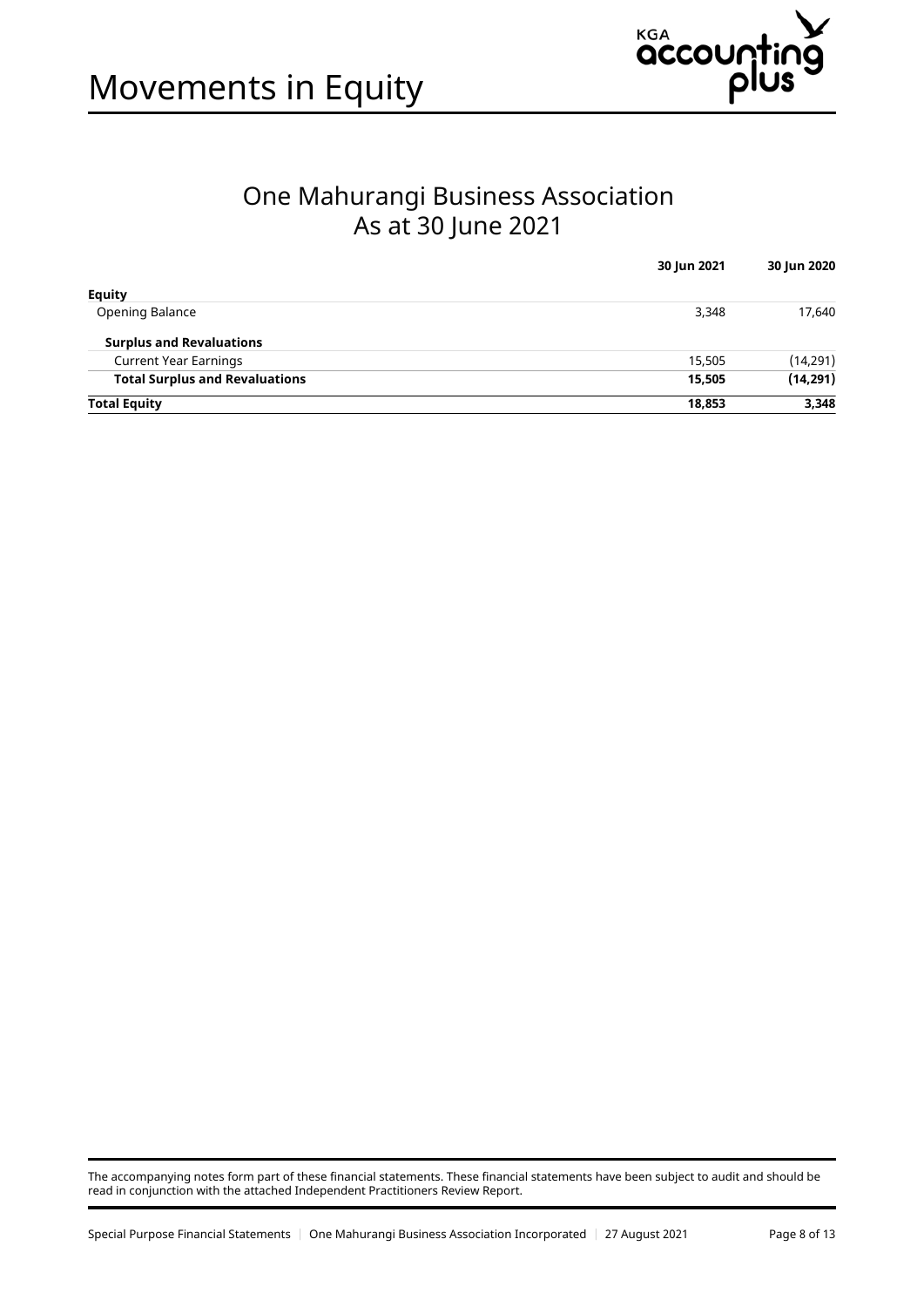# Movements in Equity

## One Mahurangi Business Association
## As at 30 June 2021

| | 30 Jun 2021 | 30 Jun 2020 |
|---|---|---|
| **Equity** | | |
| Opening Balance | 3,348 | 17,640 |
| **Surplus and Revaluations** | | |
| Current Year Earnings | 15,505 | (14,291) |
| **Total Surplus and Revaluations** | **15,505** | **(14,291)** |
| **Total Equity** | **18,853** | **3,348** |

The accompanying notes form part of these financial statements. These financial statements have been subject to audit and should be read in conjunction with the attached Independent Practitioners Review Report.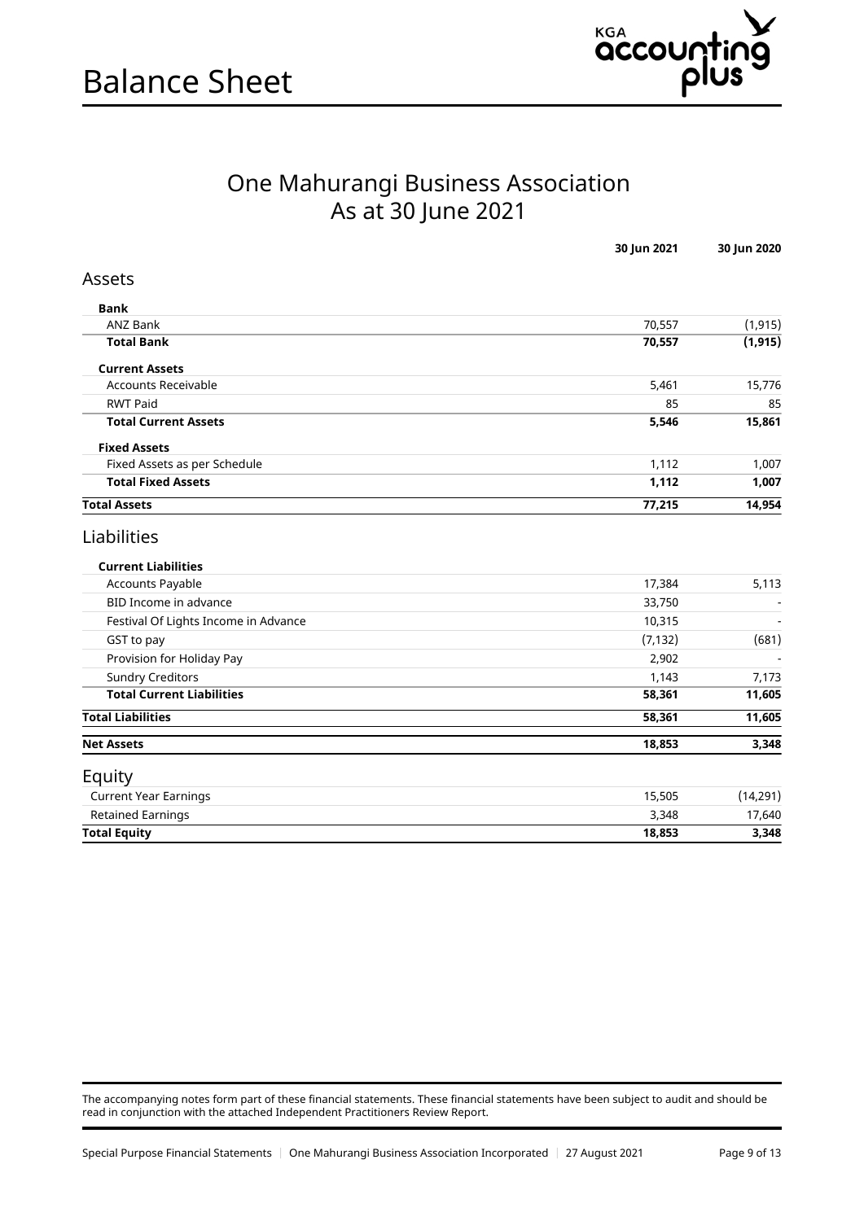# Balance Sheet

## One Mahurangi Business Association
## As at 30 June 2021

| | 30 Jun 2021 | 30 Jun 2020 |
|---|---|---|
| **Assets** | | |
| **Bank** | | |
| ANZ Bank | 70,557 | (1,915) |
| **Total Bank** | **70,557** | **(1,915)** |
| **Current Assets** | | |
| Accounts Receivable | 5,461 | 15,776 |
| RWT Paid | 85 | 85 |
| **Total Current Assets** | **5,546** | **15,861** |
| **Fixed Assets** | | |
| Fixed Assets as per Schedule | 1,112 | 1,007 |
| **Total Fixed Assets** | **1,112** | **1,007** |
| **Total Assets** | **77,215** | **14,954** |
| **Liabilities** | | |
| **Current Liabilities** | | |
| Accounts Payable | 17,384 | 5,113 |
| BID Income in advance | 33,750 | - |
| Festival Of Lights Income in Advance | 10,315 | - |
| GST to pay | (7,132) | (681) |
| Provision for Holiday Pay | 2,902 | - |
| Sundry Creditors | 1,143 | 7,173 |
| **Total Current Liabilities** | **58,361** | **11,605** |
| **Total Liabilities** | **58,361** | **11,605** |
| **Net Assets** | **18,853** | **3,348** |
| **Equity** | | |
| Current Year Earnings | 15,505 | (14,291) |
| Retained Earnings | 3,348 | 17,640 |
| **Total Equity** | **18,853** | **3,348** |

The accompanying notes form part of these financial statements. These financial statements have been subject to audit and should be read in conjunction with the attached Independent Practitioners Review Report.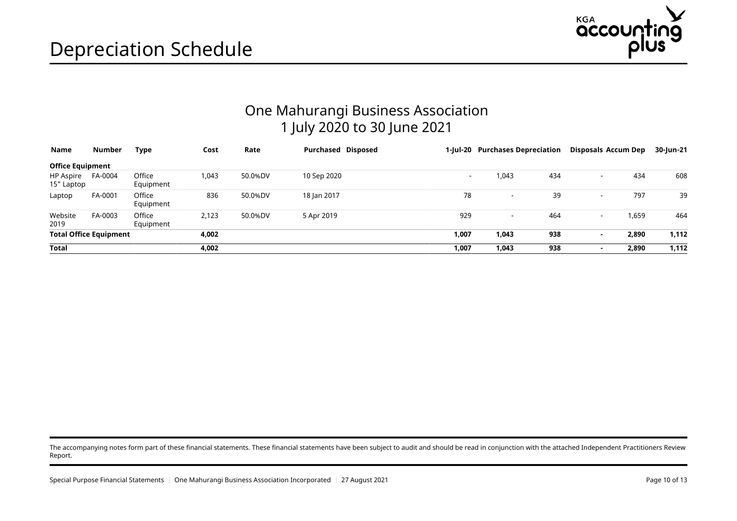# Depreciation Schedule

## One Mahurangi Business Association
## 1 July 2020 to 30 June 2021

| Name | Number | Type | Cost | Rate | Purchased | Disposed | 1-Jul-20 | Purchases | Depreciation | Disposals | Accum Dep | 30-Jun-21 |
|---|---|---|---|---|---|---|---|---|---|---|---|---|
| **Office Equipment** | | | | | | | | | | | | |
| HP Aspire 15" Laptop | FA-0004 | Office Equipment | 1,043 | 50.0%DV | 10 Sep 2020 | | - | 1,043 | 434 | - | 434 | 608 |
| Laptop | FA-0001 | Office Equipment | 836 | 50.0%DV | 18 Jan 2017 | | 78 | - | 39 | - | 797 | 39 |
| Website 2019 | FA-0003 | Office Equipment | 2,123 | 50.0%DV | 5 Apr 2019 | | 929 | - | 464 | - | 1,659 | 464 |
| **Total Office Equipment** | | | **4,002** | | | | **1,007** | **1,043** | **938** | **-** | **2,890** | **1,112** |
| **Total** | | | **4,002** | | | | **1,007** | **1,043** | **938** | **-** | **2,890** | **1,112** |

The accompanying notes form part of these financial statements. These financial statements have been subject to audit and should be read in conjunction with the attached Independent Practitioners Review Report.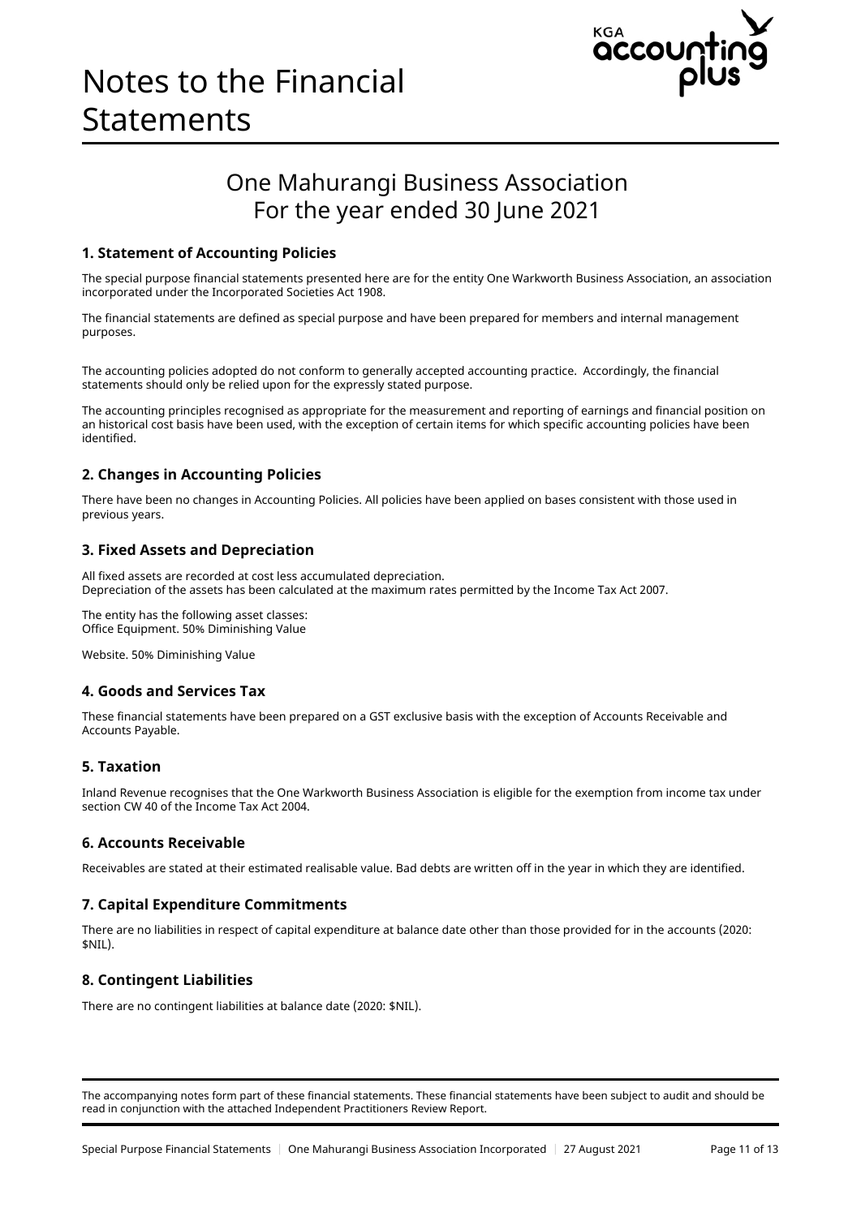# Notes to the Financial Statements

## One Mahurangi Business Association
## For the year ended 30 June 2021

### 1. Statement of Accounting Policies

The special purpose financial statements presented here are for the entity One Warkworth Business Association, an association incorporated under the Incorporated Societies Act 1908.

The financial statements are defined as special purpose and have been prepared for members and internal management purposes.

The accounting policies adopted do not conform to generally accepted accounting practice. Accordingly, the financial statements should only be relied upon for the expressly stated purpose.

The accounting principles recognised as appropriate for the measurement and reporting of earnings and financial position on an historical cost basis have been used, with the exception of certain items for which specific accounting policies have been identified.

### 2. Changes in Accounting Policies

There have been no changes in Accounting Policies. All policies have been applied on bases consistent with those used in previous years.

### 3. Fixed Assets and Depreciation

All fixed assets are recorded at cost less accumulated depreciation.
Depreciation of the assets has been calculated at the maximum rates permitted by the Income Tax Act 2007.

The entity has the following asset classes:
Office Equipment. 50% Diminishing Value

Website. 50% Diminishing Value

### 4. Goods and Services Tax

These financial statements have been prepared on a GST exclusive basis with the exception of Accounts Receivable and Accounts Payable.

### 5. Taxation

Inland Revenue recognises that the One Warkworth Business Association is eligible for the exemption from income tax under section CW 40 of the Income Tax Act 2004.

### 6. Accounts Receivable

Receivables are stated at their estimated realisable value. Bad debts are written off in the year in which they are identified.

### 7. Capital Expenditure Commitments

There are no liabilities in respect of capital expenditure at balance date other than those provided for in the accounts (2020: $NIL).

### 8. Contingent Liabilities

There are no contingent liabilities at balance date (2020: $NIL).

The accompanying notes form part of these financial statements. These financial statements have been subject to audit and should be read in conjunction with the attached Independent Practitioners Review Report.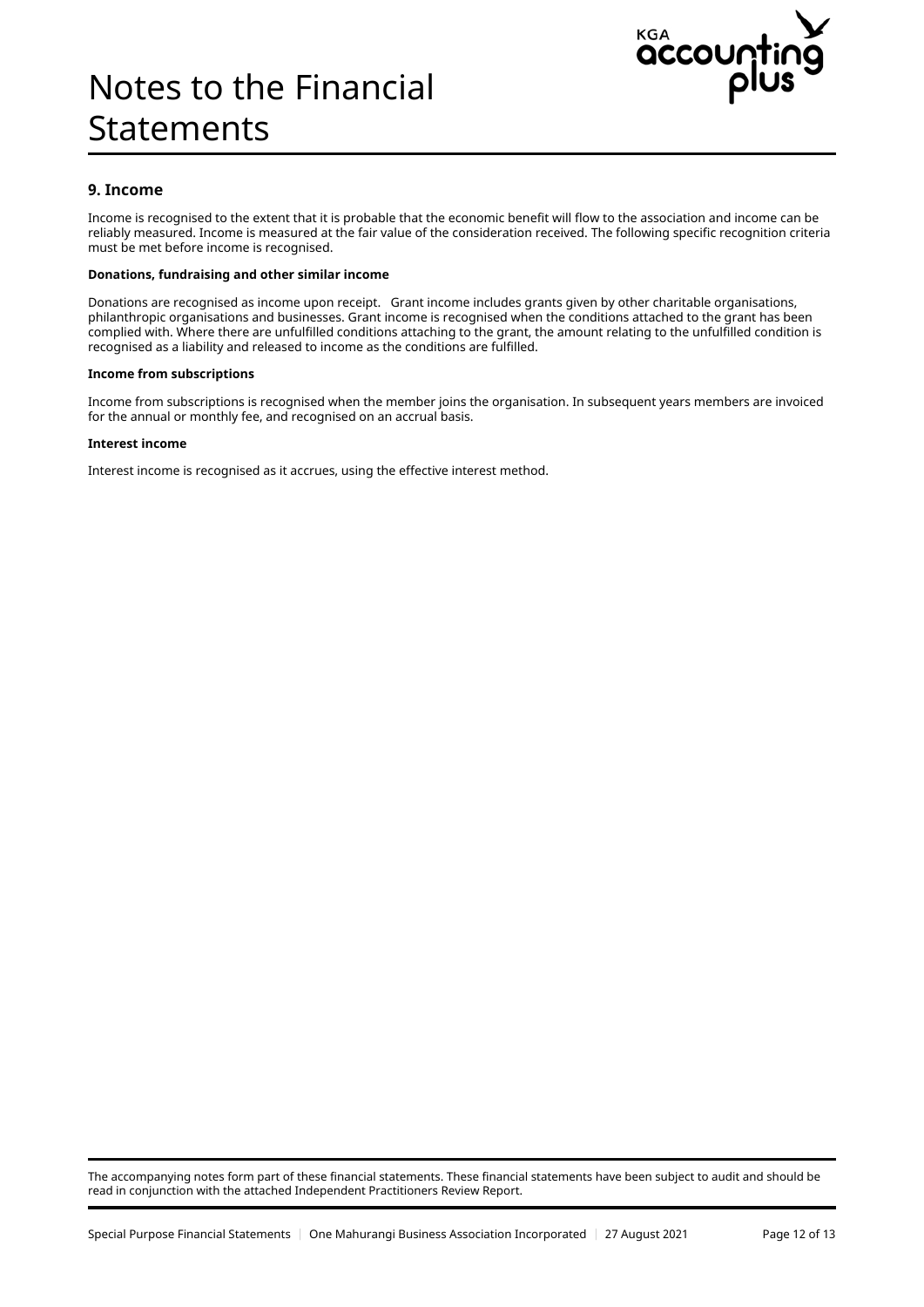# Notes to the Financial Statements

## 9. Income

Income is recognised to the extent that it is probable that the economic benefit will flow to the association and income can be reliably measured. Income is measured at the fair value of the consideration received. The following specific recognition criteria must be met before income is recognised.

**Donations, fundraising and other similar income**

Donations are recognised as income upon receipt. Grant income includes grants given by other charitable organisations, philanthropic organisations and businesses. Grant income is recognised when the conditions attached to the grant has been complied with. Where there are unfulfilled conditions attaching to the grant, the amount relating to the unfulfilled condition is recognised as a liability and released to income as the conditions are fulfilled.

**Income from subscriptions**

Income from subscriptions is recognised when the member joins the organisation. In subsequent years members are invoiced for the annual or monthly fee, and recognised on an accrual basis.

**Interest income**

Interest income is recognised as it accrues, using the effective interest method.

The accompanying notes form part of these financial statements. These financial statements have been subject to audit and should be read in conjunction with the attached Independent Practitioners Review Report.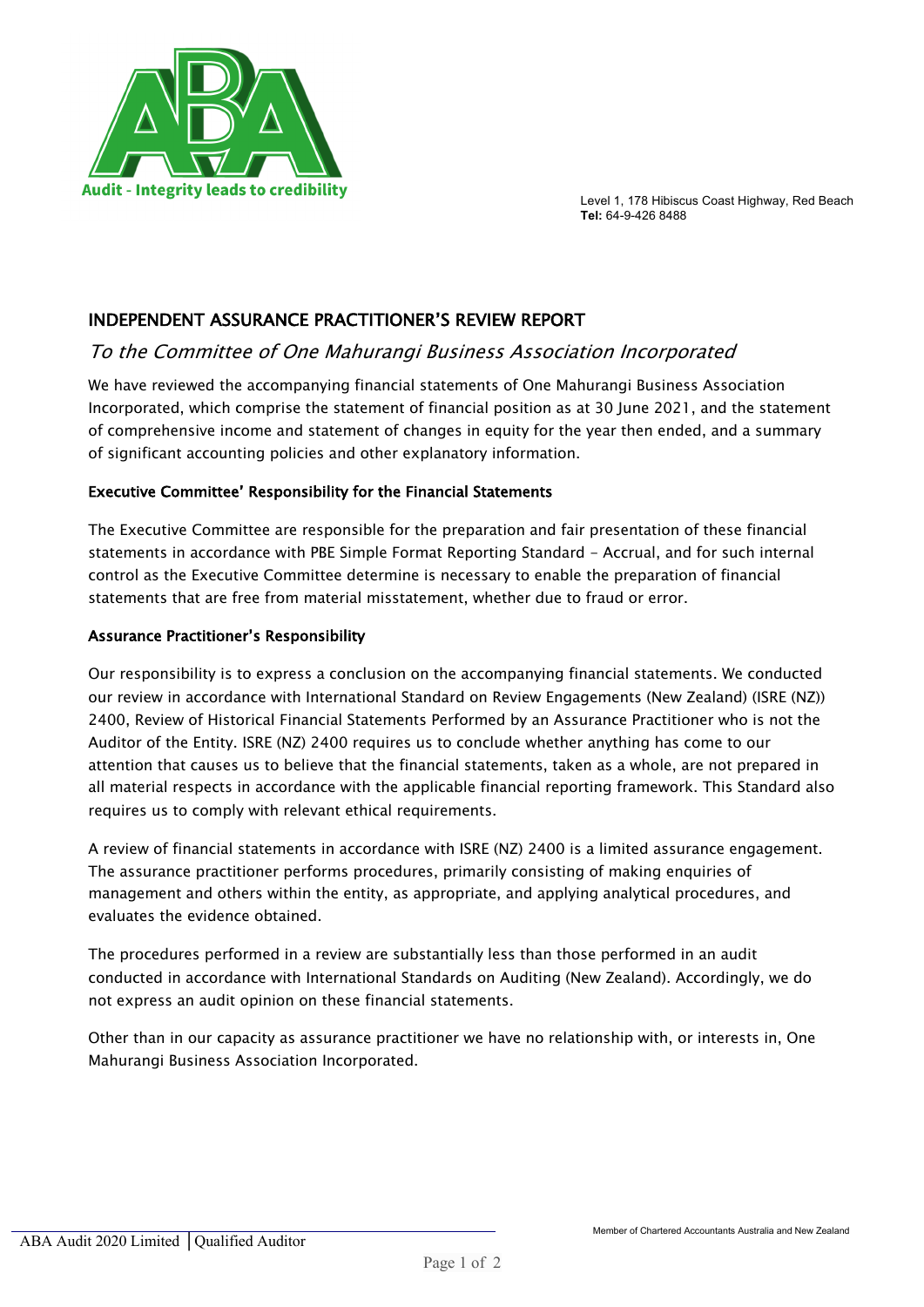Audit - Integrity leads to credibility

Level 1, 178 Hibiscus Coast Highway, Red Beach
**Tel:** 64-9-426 8488

## INDEPENDENT ASSURANCE PRACTITIONER'S REVIEW REPORT

### *To the Committee of One Mahurangi Business Association Incorporated*

We have reviewed the accompanying financial statements of One Mahurangi Business Association Incorporated, which comprise the statement of financial position as at 30 June 2021, and the statement of comprehensive income and statement of changes in equity for the year then ended, and a summary of significant accounting policies and other explanatory information.

**Executive Committee' Responsibility for the Financial Statements**

The Executive Committee are responsible for the preparation and fair presentation of these financial statements in accordance with PBE Simple Format Reporting Standard - Accrual, and for such internal control as the Executive Committee determine is necessary to enable the preparation of financial statements that are free from material misstatement, whether due to fraud or error.

**Assurance Practitioner's Responsibility**

Our responsibility is to express a conclusion on the accompanying financial statements. We conducted our review in accordance with International Standard on Review Engagements (New Zealand) (ISRE (NZ)) 2400, Review of Historical Financial Statements Performed by an Assurance Practitioner who is not the Auditor of the Entity. ISRE (NZ) 2400 requires us to conclude whether anything has come to our attention that causes us to believe that the financial statements, taken as a whole, are not prepared in all material respects in accordance with the applicable financial reporting framework. This Standard also requires us to comply with relevant ethical requirements.

A review of financial statements in accordance with ISRE (NZ) 2400 is a limited assurance engagement. The assurance practitioner performs procedures, primarily consisting of making enquiries of management and others within the entity, as appropriate, and applying analytical procedures, and evaluates the evidence obtained.

The procedures performed in a review are substantially less than those performed in an audit conducted in accordance with International Standards on Auditing (New Zealand). Accordingly, we do not express an audit opinion on these financial statements.

Other than in our capacity as assurance practitioner we have no relationship with, or interests in, One Mahurangi Business Association Incorporated.

ABA Audit 2020 Limited | Qualified Auditor

Member of Chartered Accountants Australia and New Zealand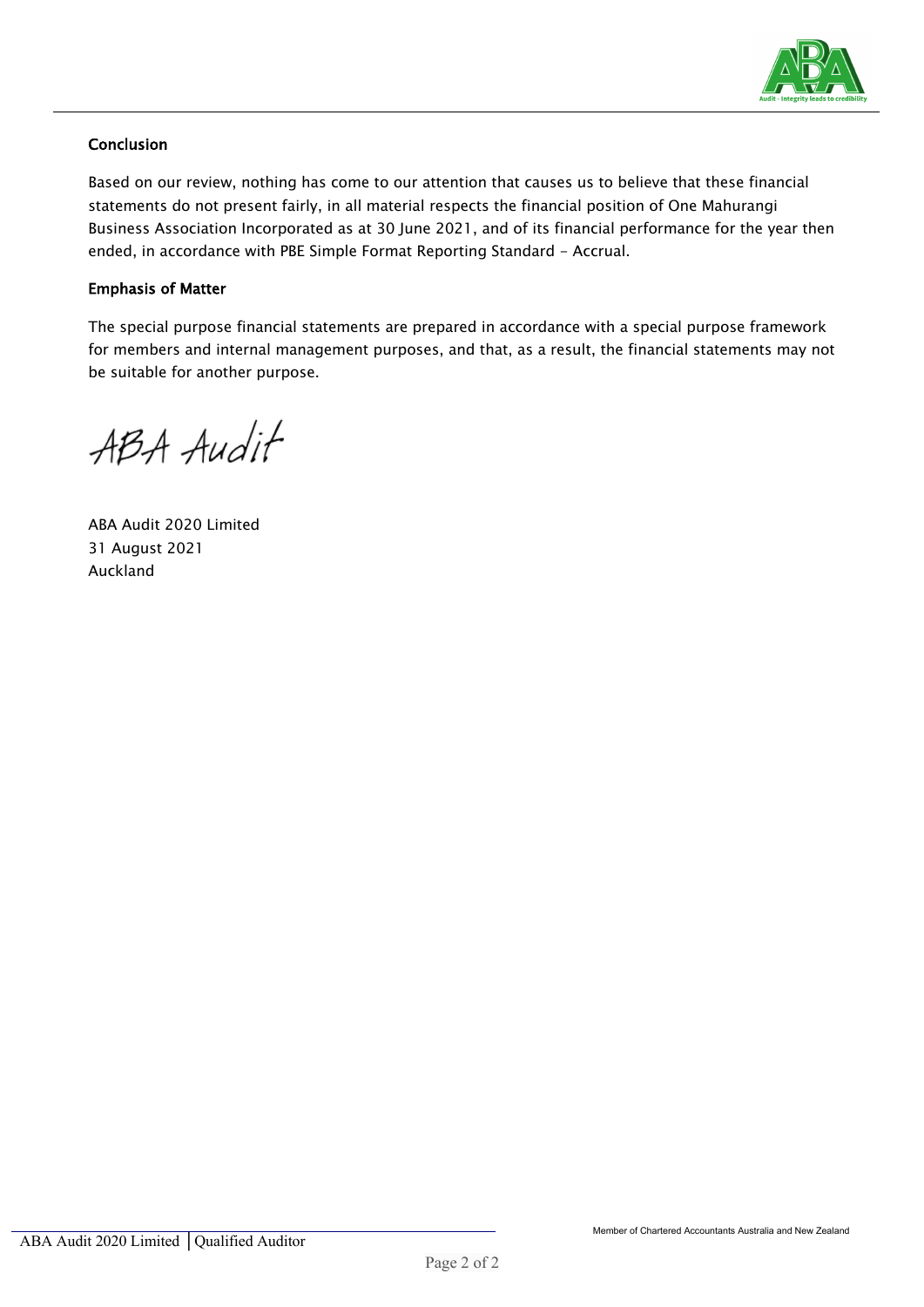### Conclusion

Based on our review, nothing has come to our attention that causes us to believe that these financial statements do not present fairly, in all material respects the financial position of One Mahurangi Business Association Incorporated as at 30 June 2021, and of its financial performance for the year then ended, in accordance with PBE Simple Format Reporting Standard - Accrual.

### Emphasis of Matter

The special purpose financial statements are prepared in accordance with a special purpose framework for members and internal management purposes, and that, as a result, the financial statements may not be suitable for another purpose.

ABA Audit

ABA Audit 2020 Limited
31 August 2021
Auckland

ABA Audit 2020 Limited | Qualified Auditor

Member of Chartered Accountants Australia and New Zealand